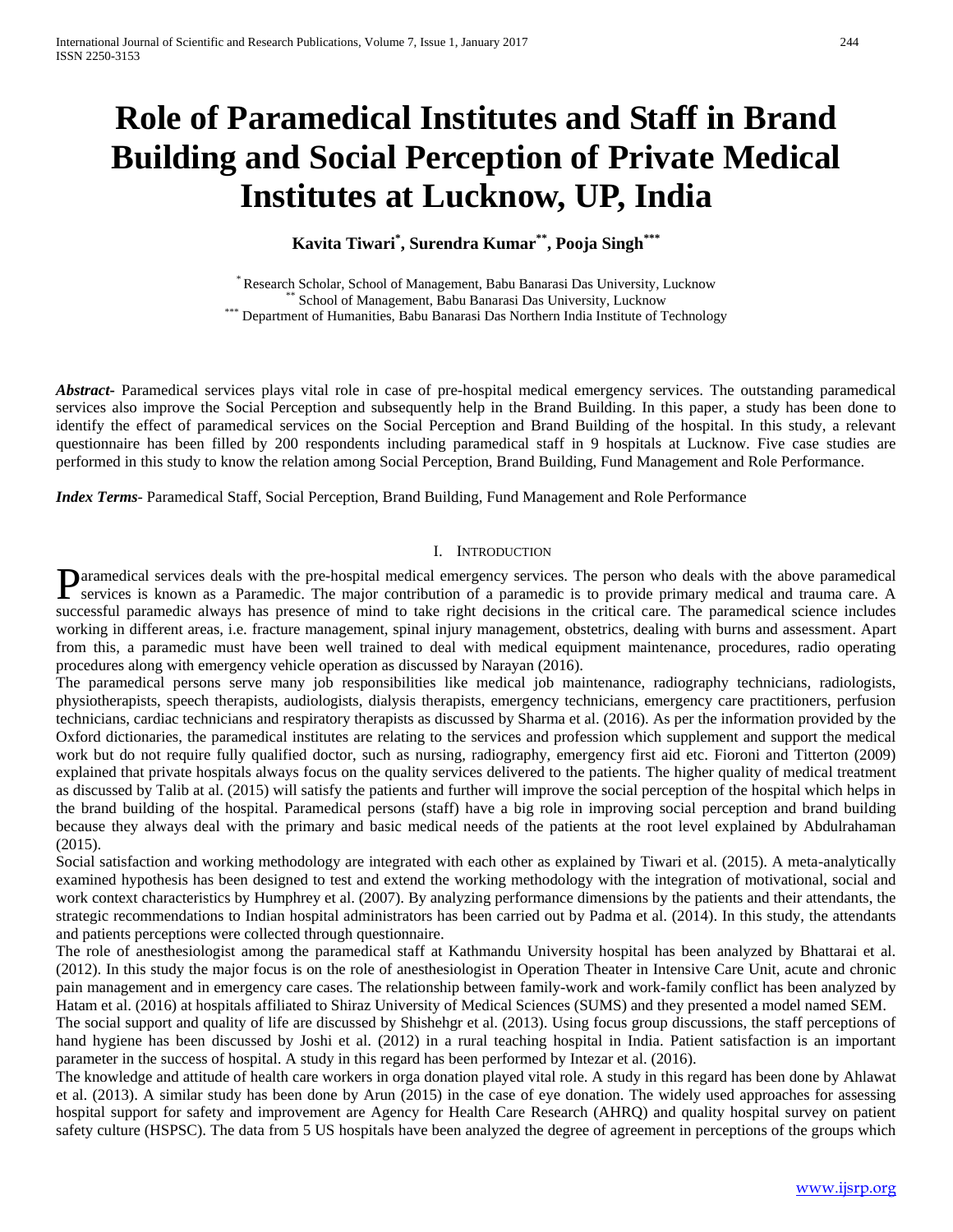# Role of Paramedical Institutes and Staff in Brand Building and Social Perception of Private Medical Institutes at Lucknow, UP, India

**Kavita Tiwari[*], Surendra Kumar[**], Pooja Singh[***]**

[*] Research Scholar, School of Management, Babu Banarasi Das University, Lucknow
[**] School of Management, Babu Banarasi Das University, Lucknow
[***] Department of Humanities, Babu Banarasi Das Northern India Institute of Technology

***Abstract***- Paramedical services plays vital role in case of pre-hospital medical emergency services. The outstanding paramedical services also improve the Social Perception and subsequently help in the Brand Building. In this paper, a study has been done to identify the effect of paramedical services on the Social Perception and Brand Building of the hospital. In this study, a relevant questionnaire has been filled by 200 respondents including paramedical staff in 9 hospitals at Lucknow. Five case studies are performed in this study to know the relation among Social Perception, Brand Building, Fund Management and Role Performance.

***Index Terms***- Paramedical Staff, Social Perception, Brand Building, Fund Management and Role Performance

## I. Introduction

Paramedical services deals with the pre-hospital medical emergency services. The person who deals with the above paramedical services is known as a Paramedic. The major contribution of a paramedic is to provide primary medical and trauma care. A successful paramedic always has presence of mind to take right decisions in the critical care. The paramedical science includes working in different areas, i.e. fracture management, spinal injury management, obstetrics, dealing with burns and assessment. Apart from this, a paramedic must have been well trained to deal with medical equipment maintenance, procedures, radio operating procedures along with emergency vehicle operation as discussed by Narayan (2016).

The paramedical persons serve many job responsibilities like medical job maintenance, radiography technicians, radiologists, physiotherapists, speech therapists, audiologists, dialysis therapists, emergency technicians, emergency care practitioners, perfusion technicians, cardiac technicians and respiratory therapists as discussed by Sharma et al. (2016). As per the information provided by the Oxford dictionaries, the paramedical institutes are relating to the services and profession which supplement and support the medical work but do not require fully qualified doctor, such as nursing, radiography, emergency first aid etc. Fioroni and Titterton (2009) explained that private hospitals always focus on the quality services delivered to the patients. The higher quality of medical treatment as discussed by Talib at al. (2015) will satisfy the patients and further will improve the social perception of the hospital which helps in the brand building of the hospital. Paramedical persons (staff) have a big role in improving social perception and brand building because they always deal with the primary and basic medical needs of the patients at the root level explained by Abdulrahaman (2015).

Social satisfaction and working methodology are integrated with each other as explained by Tiwari et al. (2015). A meta-analytically examined hypothesis has been designed to test and extend the working methodology with the integration of motivational, social and work context characteristics by Humphrey et al. (2007). By analyzing performance dimensions by the patients and their attendants, the strategic recommendations to Indian hospital administrators has been carried out by Padma et al. (2014). In this study, the attendants and patients perceptions were collected through questionnaire.

The role of anesthesiologist among the paramedical staff at Kathmandu University hospital has been analyzed by Bhattarai et al. (2012). In this study the major focus is on the role of anesthesiologist in Operation Theater in Intensive Care Unit, acute and chronic pain management and in emergency care cases. The relationship between family-work and work-family conflict has been analyzed by Hatam et al. (2016) at hospitals affiliated to Shiraz University of Medical Sciences (SUMS) and they presented a model named SEM.

The social support and quality of life are discussed by Shishehgr et al. (2013). Using focus group discussions, the staff perceptions of hand hygiene has been discussed by Joshi et al. (2012) in a rural teaching hospital in India. Patient satisfaction is an important parameter in the success of hospital. A study in this regard has been performed by Intezar et al. (2016).

The knowledge and attitude of health care workers in orga donation played vital role. A study in this regard has been done by Ahlawat et al. (2013). A similar study has been done by Arun (2015) in the case of eye donation. The widely used approaches for assessing hospital support for safety and improvement are Agency for Health Care Research (AHRQ) and quality hospital survey on patient safety culture (HSPSC). The data from 5 US hospitals have been analyzed the degree of agreement in perceptions of the groups which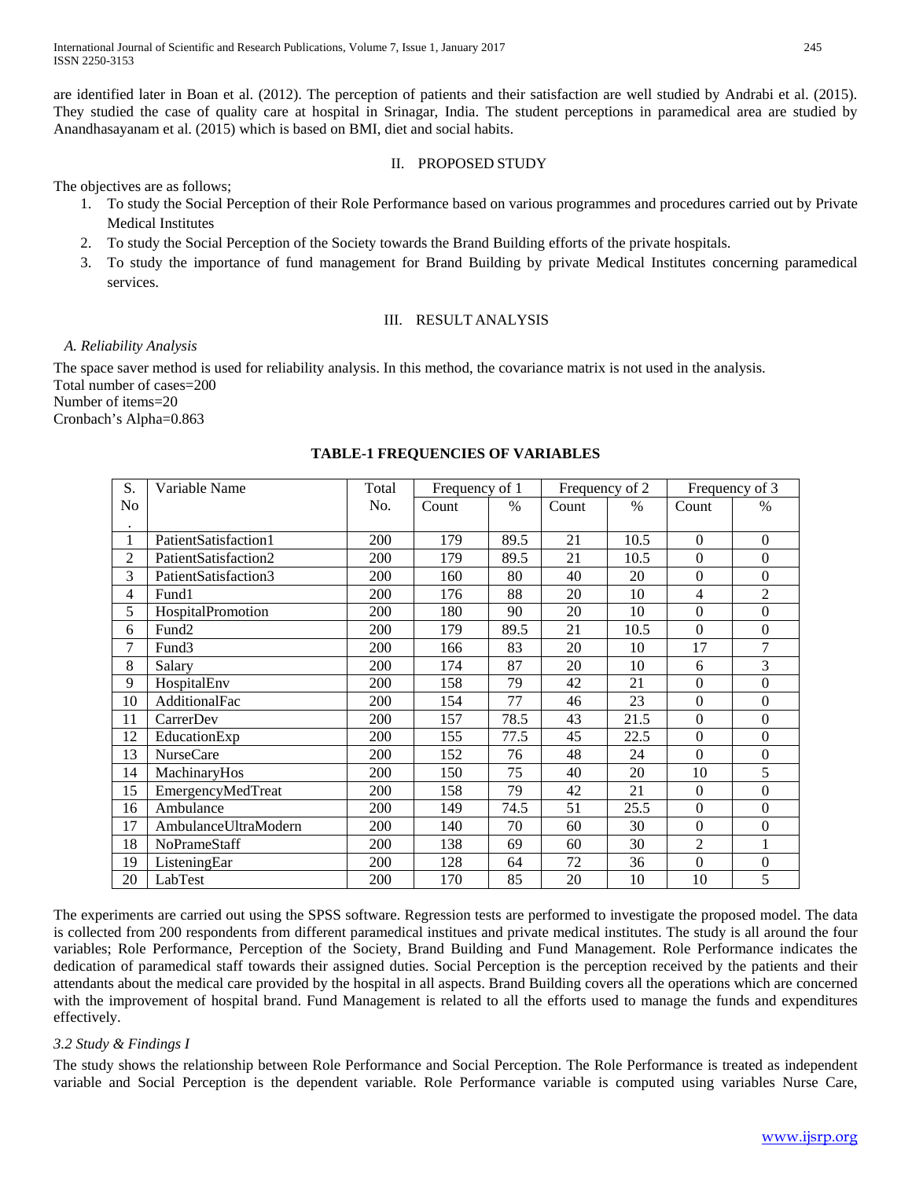are identified later in Boan et al. (2012). The perception of patients and their satisfaction are well studied by Andrabi et al. (2015). They studied the case of quality care at hospital in Srinagar, India. The student perceptions in paramedical area are studied by Anandhasayanam et al. (2015) which is based on BMI, diet and social habits.

## II. PROPOSED STUDY

The objectives are as follows;

1. To study the Social Perception of their Role Performance based on various programmes and procedures carried out by Private Medical Institutes
2. To study the Social Perception of the Society towards the Brand Building efforts of the private hospitals.
3. To study the importance of fund management for Brand Building by private Medical Institutes concerning paramedical services.

## III. RESULT ANALYSIS

### *A. Reliability Analysis*

The space saver method is used for reliability analysis. In this method, the covariance matrix is not used in the analysis.
Total number of cases=200
Number of items=20
Cronbach's Alpha=0.863

**TABLE-1 FREQUENCIES OF VARIABLES**

| S. No. | Variable Name | Total No. | Frequency of 1 | | Frequency of 2 | | Frequency of 3 | |
|---|---|---|---|---|---|---|---|---|
| | | | Count | % | Count | % | Count | % |
| 1 | PatientSatisfaction1 | 200 | 179 | 89.5 | 21 | 10.5 | 0 | 0 |
| 2 | PatientSatisfaction2 | 200 | 179 | 89.5 | 21 | 10.5 | 0 | 0 |
| 3 | PatientSatisfaction3 | 200 | 160 | 80 | 40 | 20 | 0 | 0 |
| 4 | Fund1 | 200 | 176 | 88 | 20 | 10 | 4 | 2 |
| 5 | HospitalPromotion | 200 | 180 | 90 | 20 | 10 | 0 | 0 |
| 6 | Fund2 | 200 | 179 | 89.5 | 21 | 10.5 | 0 | 0 |
| 7 | Fund3 | 200 | 166 | 83 | 20 | 10 | 17 | 7 |
| 8 | Salary | 200 | 174 | 87 | 20 | 10 | 6 | 3 |
| 9 | HospitalEnv | 200 | 158 | 79 | 42 | 21 | 0 | 0 |
| 10 | AdditionalFac | 200 | 154 | 77 | 46 | 23 | 0 | 0 |
| 11 | CarrerDev | 200 | 157 | 78.5 | 43 | 21.5 | 0 | 0 |
| 12 | EducationExp | 200 | 155 | 77.5 | 45 | 22.5 | 0 | 0 |
| 13 | NurseCare | 200 | 152 | 76 | 48 | 24 | 0 | 0 |
| 14 | MachinaryHos | 200 | 150 | 75 | 40 | 20 | 10 | 5 |
| 15 | EmergencyMedTreat | 200 | 158 | 79 | 42 | 21 | 0 | 0 |
| 16 | Ambulance | 200 | 149 | 74.5 | 51 | 25.5 | 0 | 0 |
| 17 | AmbulanceUltraModern | 200 | 140 | 70 | 60 | 30 | 0 | 0 |
| 18 | NoPrameStaff | 200 | 138 | 69 | 60 | 30 | 2 | 1 |
| 19 | ListeningEar | 200 | 128 | 64 | 72 | 36 | 0 | 0 |
| 20 | LabTest | 200 | 170 | 85 | 20 | 10 | 10 | 5 |

The experiments are carried out using the SPSS software. Regression tests are performed to investigate the proposed model. The data is collected from 200 respondents from different paramedical institues and private medical institutes. The study is all around the four variables; Role Performance, Perception of the Society, Brand Building and Fund Management. Role Performance indicates the dedication of paramedical staff towards their assigned duties. Social Perception is the perception received by the patients and their attendants about the medical care provided by the hospital in all aspects. Brand Building covers all the operations which are concerned with the improvement of hospital brand. Fund Management is related to all the efforts used to manage the funds and expenditures effectively.

### *3.2 Study & Findings I*

The study shows the relationship between Role Performance and Social Perception. The Role Performance is treated as independent variable and Social Perception is the dependent variable. Role Performance variable is computed using variables Nurse Care,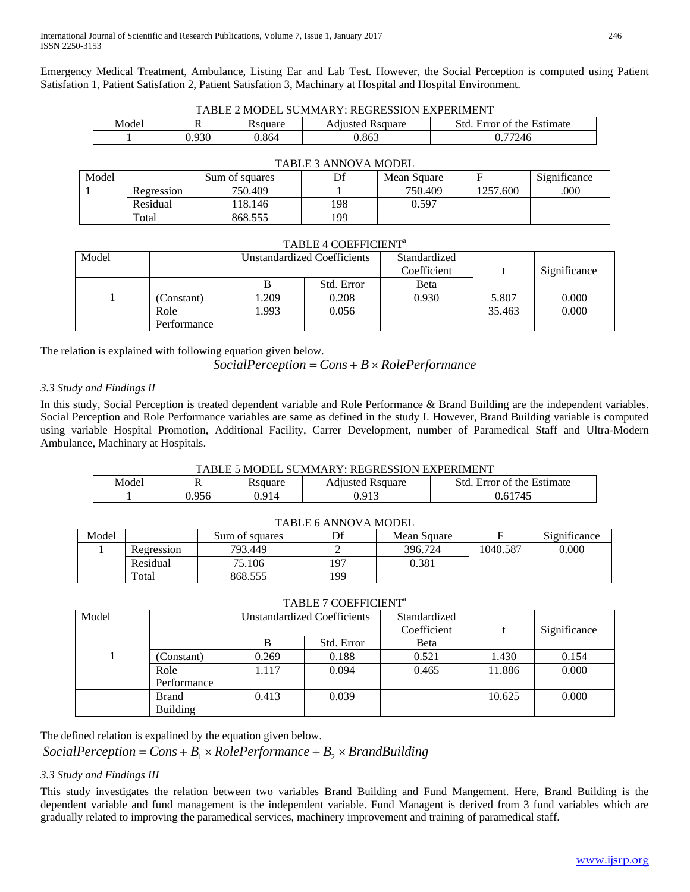Emergency Medical Treatment, Ambulance, Listing Ear and Lab Test. However, the Social Perception is computed using Patient Satisfation 1, Patient Satisfation 2, Patient Satisfation 3, Machinary at Hospital and Hospital Environment.

TABLE 2 MODEL SUMMARY: REGRESSION EXPERIMENT

| Model | R | Rsquare | Adjusted Rsquare | Std. Error of the Estimate |
|---|---|---|---|---|
| 1 | 0.930 | 0.864 | 0.863 | 0.77246 |

TABLE 3 ANNOVA MODEL

| Model | | Sum of squares | Df | Mean Square | F | Significance |
|---|---|---|---|---|---|---|
| 1 | Regression | 750.409 | 1 | 750.409 | 1257.600 | .000 |
| | Residual | 118.146 | 198 | 0.597 | | |
| | Total | 868.555 | 199 | | | |

TABLE 4 COEFFICIENT[a]

| Model | | Unstandardized Coefficients | | Standardized Coefficient | t | Significance |
|---|---|---|---|---|---|---|
| | | B | Std. Error | Beta | | |
| 1 | (Constant) | 1.209 | 0.208 | 0.930 | 5.807 | 0.000 |
| | Role Performance | 1.993 | 0.056 | | 35.463 | 0.000 |

The relation is explained with following equation given below.

$$SocialPerception = Cons + B \times RolePerformance$$

*3.3 Study and Findings II*

In this study, Social Perception is treated dependent variable and Role Performance & Brand Building are the independent variables. Social Perception and Role Performance variables are same as defined in the study I. However, Brand Building variable is computed using variable Hospital Promotion, Additional Facility, Carrer Development, number of Paramedical Staff and Ultra-Modern Ambulance, Machinary at Hospitals.

TABLE 5 MODEL SUMMARY: REGRESSION EXPERIMENT

| Model | R | Rsquare | Adjusted Rsquare | Std. Error of the Estimate |
|---|---|---|---|---|
| 1 | 0.956 | 0.914 | 0.913 | 0.61745 |

TABLE 6 ANNOVA MODEL

| Model | | Sum of squares | Df | Mean Square | F | Significance |
|---|---|---|---|---|---|---|
| 1 | Regression | 793.449 | 2 | 396.724 | 1040.587 | 0.000 |
| | Residual | 75.106 | 197 | 0.381 | | |
| | Total | 868.555 | 199 | | | |

TABLE 7 COEFFICIENT[a]

| Model | | Unstandardized Coefficients | | Standardized Coefficient | t | Significance |
|---|---|---|---|---|---|---|
| | | B | Std. Error | Beta | | |
| 1 | (Constant) | 0.269 | 0.188 | 0.521 | 1.430 | 0.154 |
| | Role Performance | 1.117 | 0.094 | 0.465 | 11.886 | 0.000 |
| | Brand Building | 0.413 | 0.039 | | 10.625 | 0.000 |

The defined relation is expalined by the equation given below.

$$SocialPerception = Cons + B_1 \times RolePerformance + B_2 \times BrandBuilding$$

*3.3 Study and Findings III*

This study investigates the relation between two variables Brand Building and Fund Mangement. Here, Brand Building is the dependent variable and fund management is the independent variable. Fund Managent is derived from 3 fund variables which are gradually related to improving the paramedical services, machinery improvement and training of paramedical staff.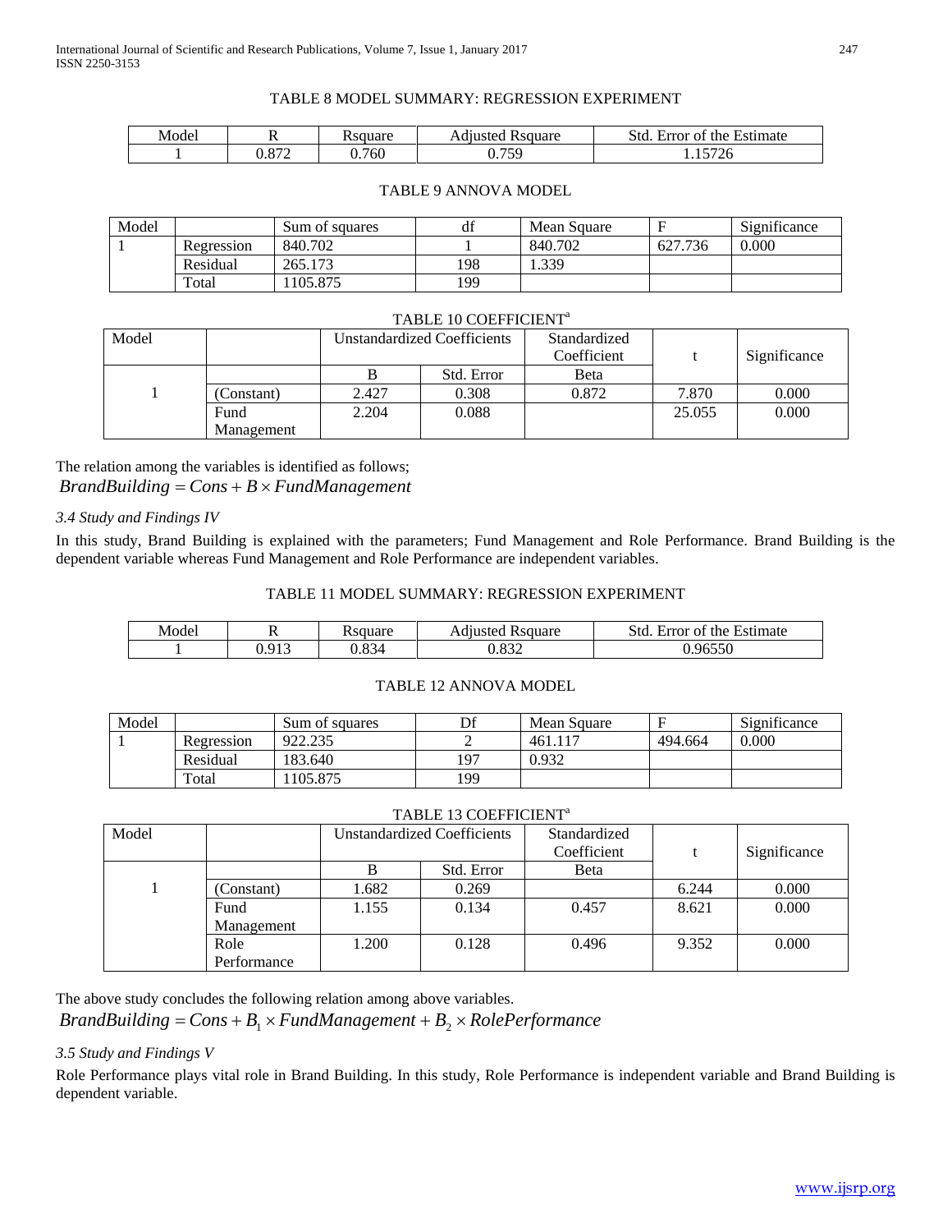TABLE 8 MODEL SUMMARY: REGRESSION EXPERIMENT

| Model | R | Rsquare | Adjusted Rsquare | Std. Error of the Estimate |
|---|---|---|---|---|
| 1 | 0.872 | 0.760 | 0.759 | 1.15726 |

TABLE 9 ANNOVA MODEL

| Model | | Sum of squares | df | Mean Square | F | Significance |
|---|---|---|---|---|---|---|
| 1 | Regression | 840.702 | 1 | 840.702 | 627.736 | 0.000 |
| | Residual | 265.173 | 198 | 1.339 | | |
| | Total | 1105.875 | 199 | | | |

TABLE 10 COEFFICIENT[a]

| Model | | Unstandardized Coefficients | | Standardized Coefficient | t | Significance |
|---|---|---|---|---|---|---|
| | | B | Std. Error | Beta | | |
| 1 | (Constant) | 2.427 | 0.308 | 0.872 | 7.870 | 0.000 |
| | Fund Management | 2.204 | 0.088 | | 25.055 | 0.000 |

The relation among the variables is identified as follows;

$$BrandBuilding = Cons + B \times FundManagement$$

*3.4 Study and Findings IV*

In this study, Brand Building is explained with the parameters; Fund Management and Role Performance. Brand Building is the dependent variable whereas Fund Management and Role Performance are independent variables.

TABLE 11 MODEL SUMMARY: REGRESSION EXPERIMENT

| Model | R | Rsquare | Adjusted Rsquare | Std. Error of the Estimate |
|---|---|---|---|---|
| 1 | 0.913 | 0.834 | 0.832 | 0.96550 |

TABLE 12 ANNOVA MODEL

| Model | | Sum of squares | Df | Mean Square | F | Significance |
|---|---|---|---|---|---|---|
| 1 | Regression | 922.235 | 2 | 461.117 | 494.664 | 0.000 |
| | Residual | 183.640 | 197 | 0.932 | | |
| | Total | 1105.875 | 199 | | | |

TABLE 13 COEFFICIENT[a]

| Model | | Unstandardized Coefficients | | Standardized Coefficient | t | Significance |
|---|---|---|---|---|---|---|
| | | B | Std. Error | Beta | | |
| 1 | (Constant) | 1.682 | 0.269 | | 6.244 | 0.000 |
| | Fund Management | 1.155 | 0.134 | 0.457 | 8.621 | 0.000 |
| | Role Performance | 1.200 | 0.128 | 0.496 | 9.352 | 0.000 |

The above study concludes the following relation among above variables.

$$BrandBuilding = Cons + B_1 \times FundManagement + B_2 \times RolePerformance$$

*3.5 Study and Findings V*

Role Performance plays vital role in Brand Building. In this study, Role Performance is independent variable and Brand Building is dependent variable.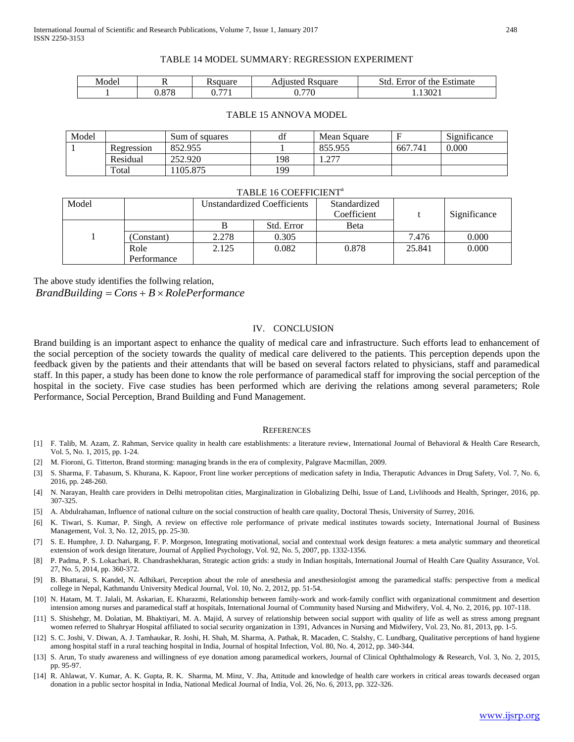TABLE 14 MODEL SUMMARY: REGRESSION EXPERIMENT

| Model | R | Rsquare | Adjusted Rsquare | Std. Error of the Estimate |
|---|---|---|---|---|
| 1 | 0.878 | 0.771 | 0.770 | 1.13021 |

TABLE 15 ANNOVA MODEL

| Model | | Sum of squares | df | Mean Square | F | Significance |
|---|---|---|---|---|---|---|
| 1 | Regression | 852.955 | 1 | 855.955 | 667.741 | 0.000 |
| | Residual | 252.920 | 198 | 1.277 | | |
| | Total | 1105.875 | 199 | | | |

TABLE 16 COEFFICIENT[a]

| Model | | Unstandardized Coefficients | | Standardized Coefficient | t | Significance |
|---|---|---|---|---|---|---|
| | | B | Std. Error | Beta | | |
| 1 | (Constant) | 2.278 | 0.305 | | 7.476 | 0.000 |
| | Role Performance | 2.125 | 0.082 | 0.878 | 25.841 | 0.000 |

The above study identifies the follwing relation,

$$BrandBuilding = Cons + B \times RolePerformance$$

## IV. CONCLUSION

Brand building is an important aspect to enhance the quality of medical care and infrastructure. Such efforts lead to enhancement of the social perception of the society towards the quality of medical care delivered to the patients. This perception depends upon the feedback given by the patients and their attendants that will be based on several factors related to physicians, staff and paramedical staff. In this paper, a study has been done to know the role performance of paramedical staff for improving the social perception of the hospital in the society. Five case studies has been performed which are deriving the relations among several parameters; Role Performance, Social Perception, Brand Building and Fund Management.

## REFERENCES

[1] F. Talib, M. Azam, Z. Rahman, Service quality in health care establishments: a literature review, International Journal of Behavioral & Health Care Research, Vol. 5, No. 1, 2015, pp. 1-24.

[2] M. Fioroni, G. Titterton, Brand storming: managing brands in the era of complexity, Palgrave Macmillan, 2009.

[3] S. Sharma, F. Tabasum, S. Khurana, K. Kapoor, Front line worker perceptions of medication safety in India, Theraputic Advances in Drug Safety, Vol. 7, No. 6, 2016, pp. 248-260.

[4] N. Narayan, Health care providers in Delhi metropolitan cities, Marginalization in Globalizing Delhi, Issue of Land, Livlihoods and Health, Springer, 2016, pp. 307-325.

[5] A. Abdulrahaman, Influence of national culture on the social construction of health care quality, Doctoral Thesis, University of Surrey, 2016.

[6] K. Tiwari, S. Kumar, P. Singh, A review on effective role performance of private medical institutes towards society, International Journal of Business Management, Vol. 3, No. 12, 2015, pp. 25-30.

[7] S. E. Humphre, J. D. Nahargang, F. P. Morgeson, Integrating motivational, social and contextual work design features: a meta analytic summary and theoretical extension of work design literature, Journal of Applied Psychology, Vol. 92, No. 5, 2007, pp. 1332-1356.

[8] P. Padma, P. S. Lokachari, R. Chandrashekharan, Strategic action grids: a study in Indian hospitals, International Journal of Health Care Quality Assurance, Vol. 27, No. 5, 2014, pp. 360-372.

[9] B. Bhattarai, S. Kandel, N. Adhikari, Perception about the role of anesthesia and anesthesiologist among the paramedical staffs: perspective from a medical college in Nepal, Kathmandu University Medical Journal, Vol. 10, No. 2, 2012, pp. 51-54.

[10] N. Hatam, M. T. Jalali, M. Askarian, E. Kharazmi, Relationship between family-work and work-family conflict with organizational commitment and desertion intension among nurses and paramedical staff at hospitals, International Journal of Community based Nursing and Midwifery, Vol. 4, No. 2, 2016, pp. 107-118.

[11] S. Shishehgr, M. Dolatian, M. Bhaktiyari, M. A. Majid, A survey of relationship between social support with quality of life as well as stress among pregnant women referred to Shahryar Hospital affiliated to social security organization in 1391, Advances in Nursing and Midwifery, Vol. 23, No. 81, 2013, pp. 1-5.

[12] S. C. Joshi, V. Diwan, A. J. Tamhaukar, R. Joshi, H. Shah, M. Sharma, A. Pathak, R. Macaden, C. Stalshy, C. Lundbarg, Qualitative perceptions of hand hygiene among hospital staff in a rural teaching hospital in India, Journal of hospital Infection, Vol. 80, No. 4, 2012, pp. 340-344.

[13] S. Arun, To study awareness and willingness of eye donation among paramedical workers, Journal of Clinical Ophthalmology & Research, Vol. 3, No. 2, 2015, pp. 95-97.

[14] R. Ahlawat, V. Kumar, A. K. Gupta, R. K. Sharma, M. Minz, V. Jha, Attitude and knowledge of health care workers in critical areas towards deceased organ donation in a public sector hospital in India, National Medical Journal of India, Vol. 26, No. 6, 2013, pp. 322-326.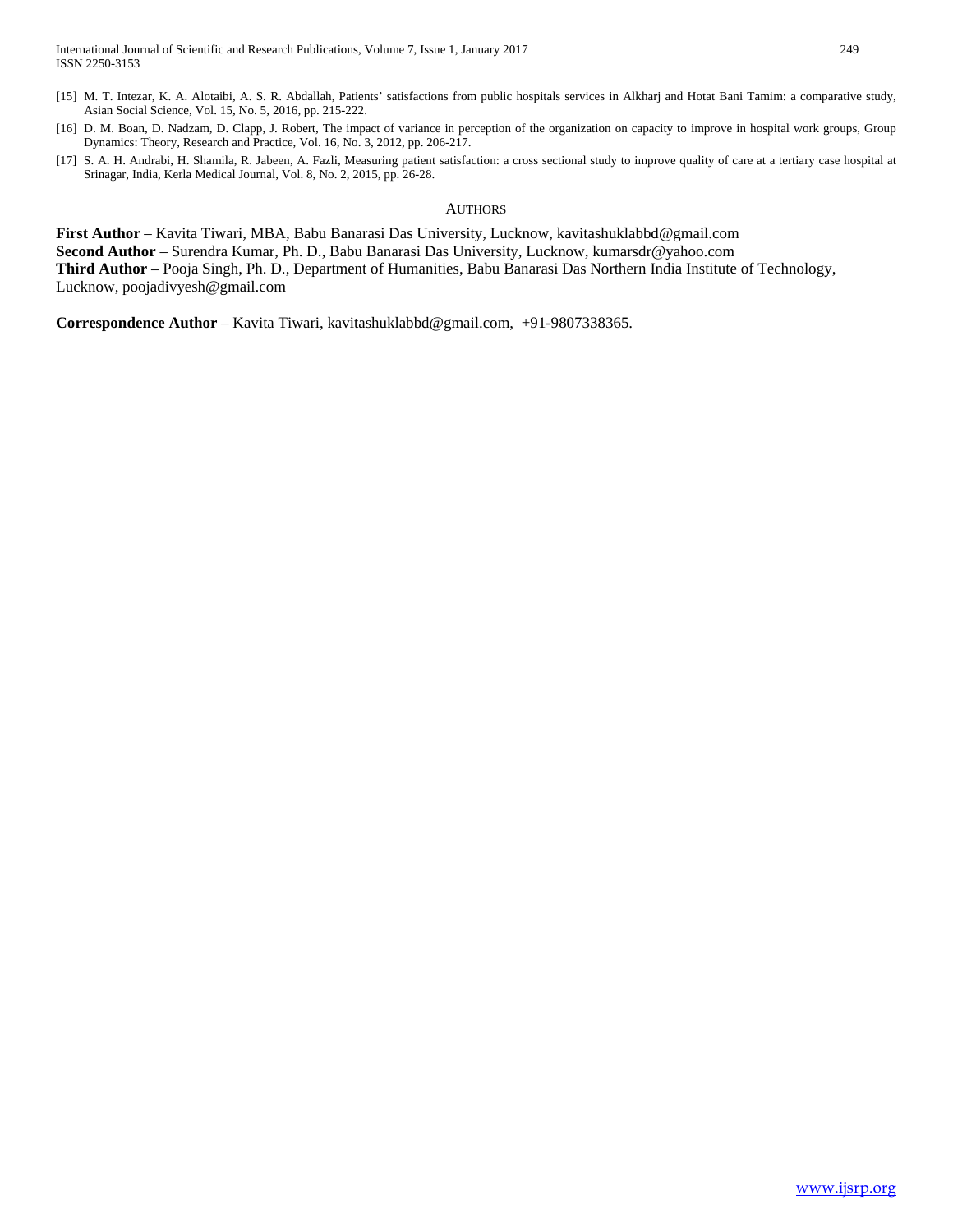[15] M. T. Intezar, K. A. Alotaibi, A. S. R. Abdallah, Patients' satisfactions from public hospitals services in Alkharj and Hotat Bani Tamim: a comparative study, Asian Social Science, Vol. 15, No. 5, 2016, pp. 215-222.

[16] D. M. Boan, D. Nadzam, D. Clapp, J. Robert, The impact of variance in perception of the organization on capacity to improve in hospital work groups, Group Dynamics: Theory, Research and Practice, Vol. 16, No. 3, 2012, pp. 206-217.

[17] S. A. H. Andrabi, H. Shamila, R. Jabeen, A. Fazli, Measuring patient satisfaction: a cross sectional study to improve quality of care at a tertiary case hospital at Srinagar, India, Kerla Medical Journal, Vol. 8, No. 2, 2015, pp. 26-28.

## AUTHORS

**First Author** – Kavita Tiwari, MBA, Babu Banarasi Das University, Lucknow, kavitashuklabbd@gmail.com
**Second Author** – Surendra Kumar, Ph. D., Babu Banarasi Das University, Lucknow, kumarsdr@yahoo.com
**Third Author** – Pooja Singh, Ph. D., Department of Humanities, Babu Banarasi Das Northern India Institute of Technology, Lucknow, poojadivyesh@gmail.com

**Correspondence Author** – Kavita Tiwari, kavitashuklabbd@gmail.com, +91-9807338365.